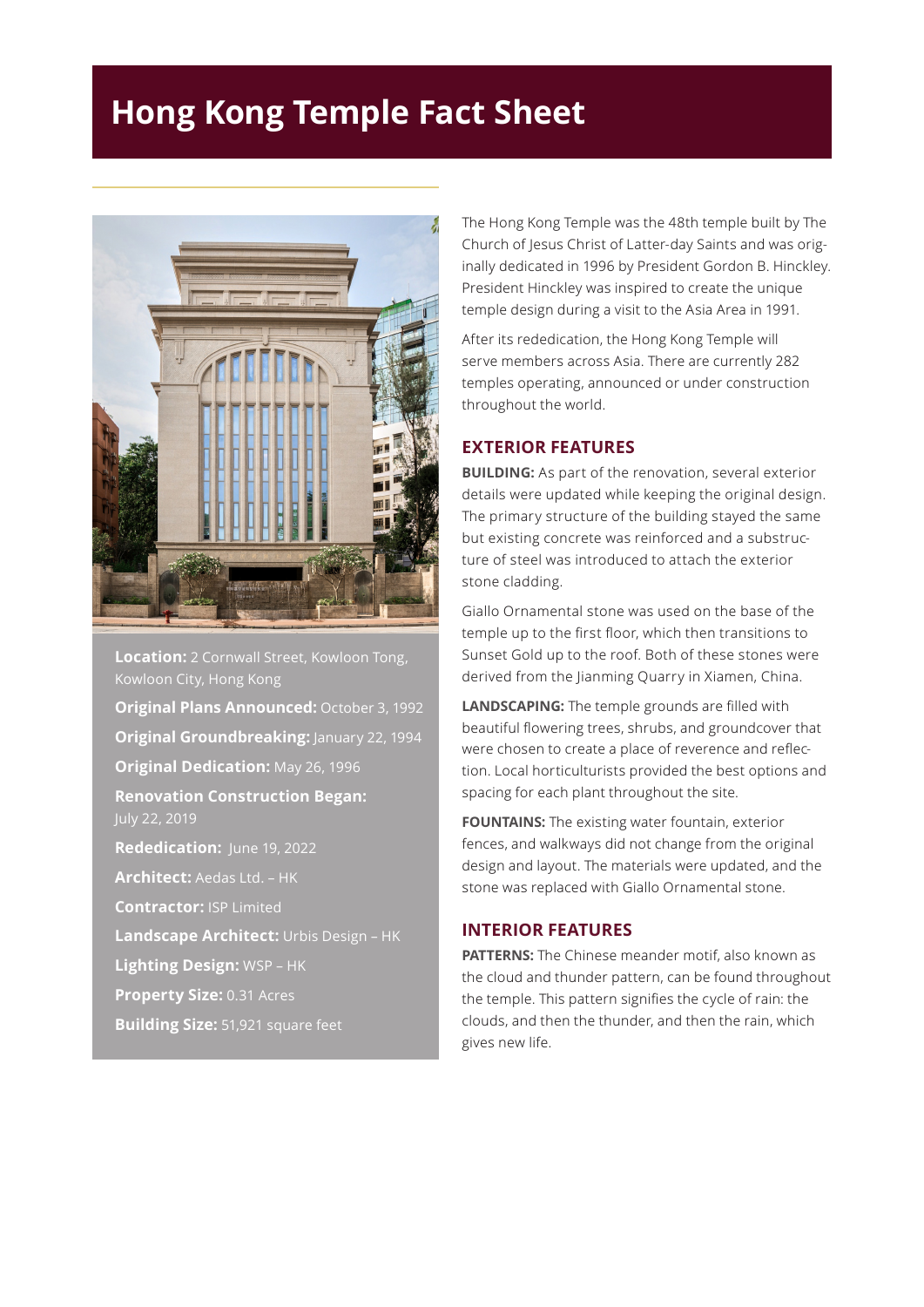# Hong Kong Temple Fact Sheet

**Location:** 2 Cornwall Street, Kowloon Tong, Kowloon City, Hong Kong

**Original Plans Announced:** October 3, 1992

**Original Groundbreaking:** January 22, 1994

**Original Dedication:** May 26, 1996

**Renovation Construction Began:** July 22, 2019

**Rededication:** June 19, 2022

**Architect:** Aedas Ltd. – HK

**Contractor:** ISP Limited

**Landscape Architect:** Urbis Design – HK

**Lighting Design:** WSP – HK

**Property Size:** 0.31 Acres

**Building Size:** 51,921 square feet

The Hong Kong Temple was the 48th temple built by The Church of Jesus Christ of Latter-day Saints and was originally dedicated in 1996 by President Gordon B. Hinckley. President Hinckley was inspired to create the unique temple design during a visit to the Asia Area in 1991.

After its rededication, the Hong Kong Temple will serve members across Asia. There are currently 282 temples operating, announced or under construction throughout the world.

## EXTERIOR FEATURES

**BUILDING:** As part of the renovation, several exterior details were updated while keeping the original design. The primary structure of the building stayed the same but existing concrete was reinforced and a substructure of steel was introduced to attach the exterior stone cladding.

Giallo Ornamental stone was used on the base of the temple up to the first floor, which then transitions to Sunset Gold up to the roof. Both of these stones were derived from the Jianming Quarry in Xiamen, China.

**LANDSCAPING:** The temple grounds are filled with beautiful flowering trees, shrubs, and groundcover that were chosen to create a place of reverence and reflection. Local horticulturists provided the best options and spacing for each plant throughout the site.

**FOUNTAINS:** The existing water fountain, exterior fences, and walkways did not change from the original design and layout. The materials were updated, and the stone was replaced with Giallo Ornamental stone.

## INTERIOR FEATURES

**PATTERNS:** The Chinese meander motif, also known as the cloud and thunder pattern, can be found throughout the temple. This pattern signifies the cycle of rain: the clouds, and then the thunder, and then the rain, which gives new life.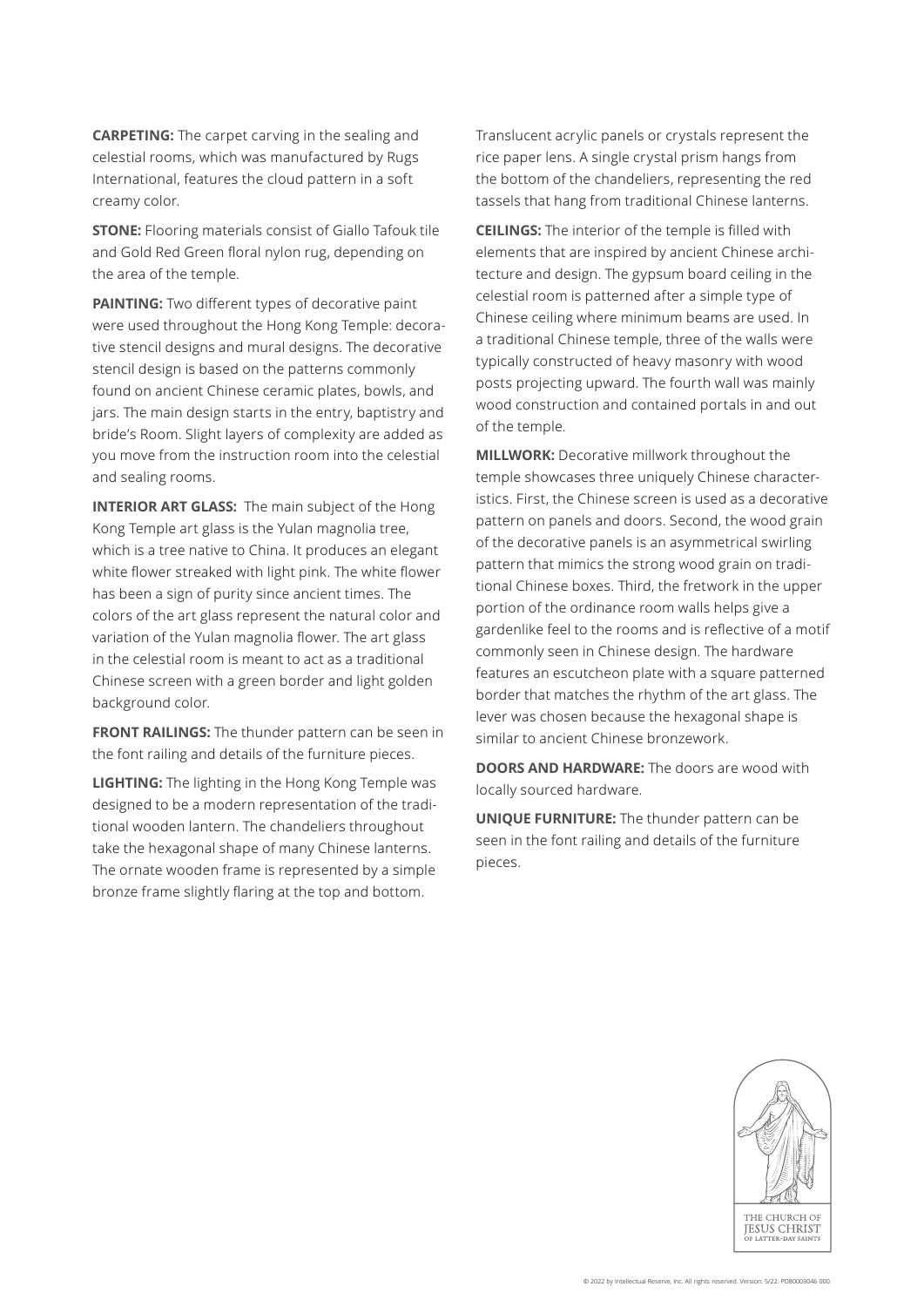**CARPETING:** The carpet carving in the sealing and celestial rooms, which was manufactured by Rugs International, features the cloud pattern in a soft creamy color.

**STONE:** Flooring materials consist of Giallo Tafouk tile and Gold Red Green floral nylon rug, depending on the area of the temple.

**PAINTING:** Two different types of decorative paint were used throughout the Hong Kong Temple: decorative stencil designs and mural designs. The decorative stencil design is based on the patterns commonly found on ancient Chinese ceramic plates, bowls, and jars. The main design starts in the entry, baptistry and bride's Room. Slight layers of complexity are added as you move from the instruction room into the celestial and sealing rooms.

**INTERIOR ART GLASS:** The main subject of the Hong Kong Temple art glass is the Yulan magnolia tree, which is a tree native to China. It produces an elegant white flower streaked with light pink. The white flower has been a sign of purity since ancient times. The colors of the art glass represent the natural color and variation of the Yulan magnolia flower. The art glass in the celestial room is meant to act as a traditional Chinese screen with a green border and light golden background color.

**FRONT RAILINGS:** The thunder pattern can be seen in the font railing and details of the furniture pieces.

**LIGHTING:** The lighting in the Hong Kong Temple was designed to be a modern representation of the traditional wooden lantern. The chandeliers throughout take the hexagonal shape of many Chinese lanterns. The ornate wooden frame is represented by a simple bronze frame slightly flaring at the top and bottom. Translucent acrylic panels or crystals represent the rice paper lens. A single crystal prism hangs from the bottom of the chandeliers, representing the red tassels that hang from traditional Chinese lanterns.

**CEILINGS:** The interior of the temple is filled with elements that are inspired by ancient Chinese architecture and design. The gypsum board ceiling in the celestial room is patterned after a simple type of Chinese ceiling where minimum beams are used. In a traditional Chinese temple, three of the walls were typically constructed of heavy masonry with wood posts projecting upward. The fourth wall was mainly wood construction and contained portals in and out of the temple.

**MILLWORK:** Decorative millwork throughout the temple showcases three uniquely Chinese characteristics. First, the Chinese screen is used as a decorative pattern on panels and doors. Second, the wood grain of the decorative panels is an asymmetrical swirling pattern that mimics the strong wood grain on traditional Chinese boxes. Third, the fretwork in the upper portion of the ordinance room walls helps give a gardenlike feel to the rooms and is reflective of a motif commonly seen in Chinese design. The hardware features an escutcheon plate with a square patterned border that matches the rhythm of the art glass. The lever was chosen because the hexagonal shape is similar to ancient Chinese bronzework.

**DOORS AND HARDWARE:** The doors are wood with locally sourced hardware.

**UNIQUE FURNITURE:** The thunder pattern can be seen in the font railing and details of the furniture pieces.

THE CHURCH OF JESUS CHRIST OF LATTER-DAY SAINTS

© 2022 by Intellectual Reserve, Inc. All rights reserved. Version: 5/22. PD80003046 000.